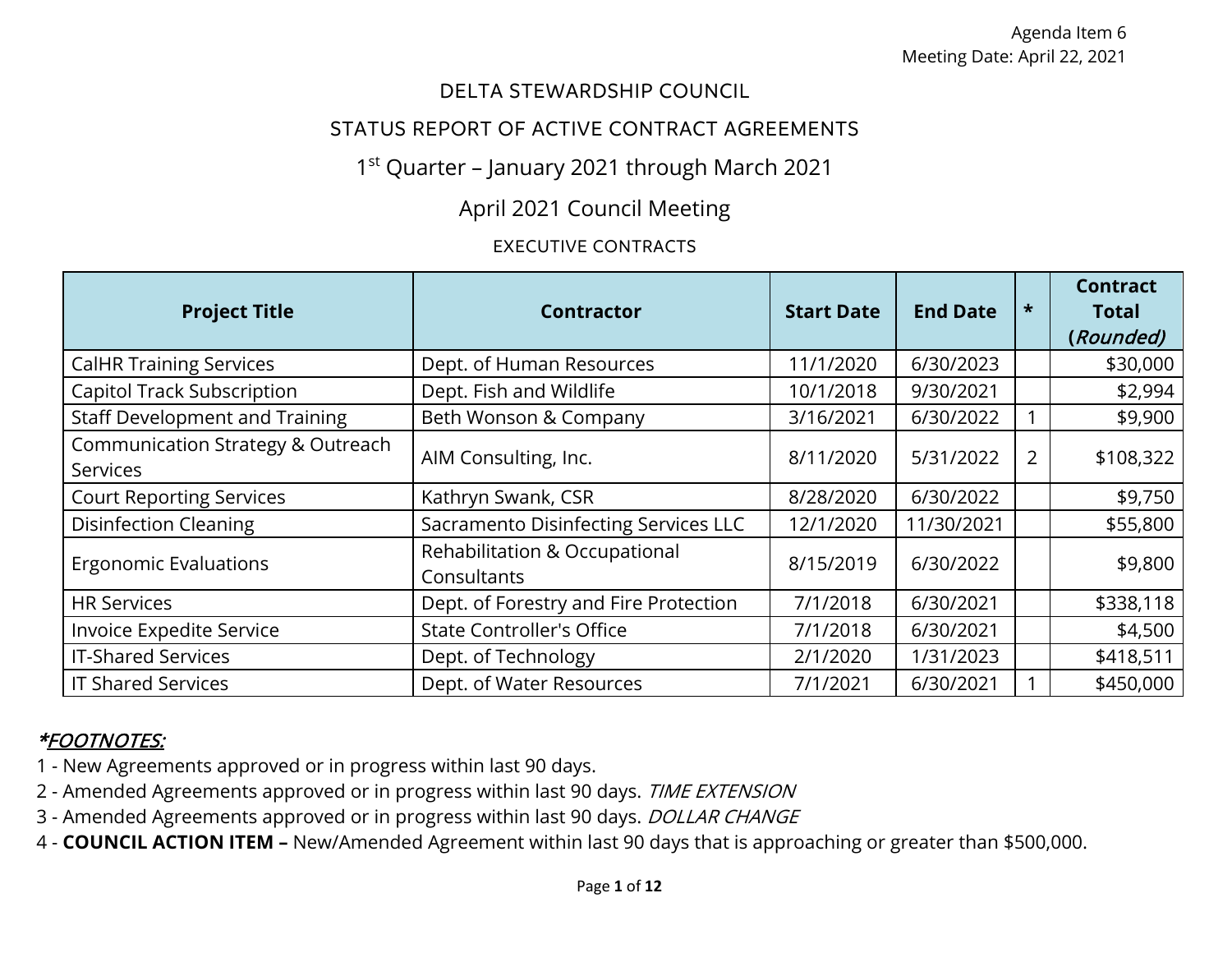Agenda Item 6
Meeting Date: April 22, 2021

# DELTA STEWARDSHIP COUNCIL

## STATUS REPORT OF ACTIVE CONTRACT AGREEMENTS

## 1st Quarter – January 2021 through March 2021

## April 2021 Council Meeting

### EXECUTIVE CONTRACTS

| Project Title | Contractor | Start Date | End Date | * | Contract Total (*Rounded)* |
|---|---|---|---|---|---|
| CalHR Training Services | Dept. of Human Resources | 11/1/2020 | 6/30/2023 | | $30,000 |
| Capitol Track Subscription | Dept. Fish and Wildlife | 10/1/2018 | 9/30/2021 | | $2,994 |
| Staff Development and Training | Beth Wonson & Company | 3/16/2021 | 6/30/2022 | 1 | $9,900 |
| Communication Strategy & Outreach Services | AIM Consulting, Inc. | 8/11/2020 | 5/31/2022 | 2 | $108,322 |
| Court Reporting Services | Kathryn Swank, CSR | 8/28/2020 | 6/30/2022 | | $9,750 |
| Disinfection Cleaning | Sacramento Disinfecting Services LLC | 12/1/2020 | 11/30/2021 | | $55,800 |
| Ergonomic Evaluations | Rehabilitation & Occupational Consultants | 8/15/2019 | 6/30/2022 | | $9,800 |
| HR Services | Dept. of Forestry and Fire Protection | 7/1/2018 | 6/30/2021 | | $338,118 |
| Invoice Expedite Service | State Controller's Office | 7/1/2018 | 6/30/2021 | | $4,500 |
| IT-Shared Services | Dept. of Technology | 2/1/2020 | 1/31/2023 | | $418,511 |
| IT Shared Services | Dept. of Water Resources | 7/1/2021 | 6/30/2021 | 1 | $450,000 |

***FOOTNOTES:***

1 - New Agreements approved or in progress within last 90 days.
2 - Amended Agreements approved or in progress within last 90 days. *TIME EXTENSION*
3 - Amended Agreements approved or in progress within last 90 days. *DOLLAR CHANGE*
4 - **COUNCIL ACTION ITEM –** New/Amended Agreement within last 90 days that is approaching or greater than $500,000.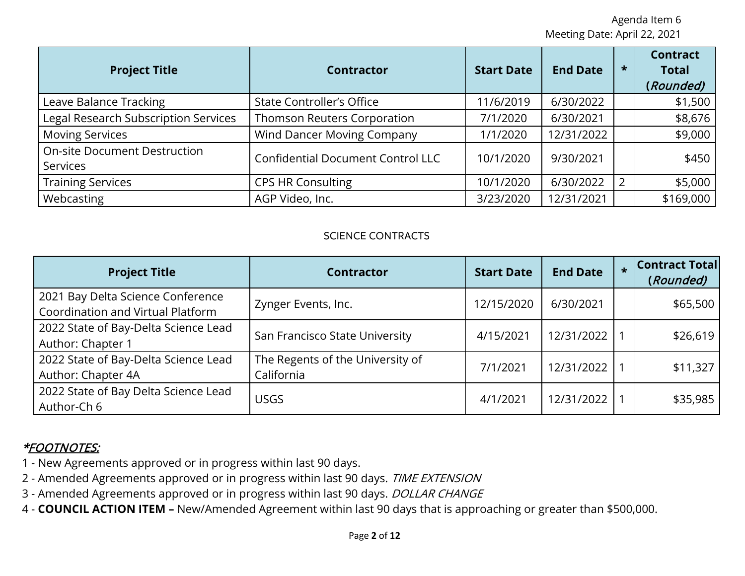Agenda Item 6
Meeting Date: April 22, 2021

| Project Title | Contractor | Start Date | End Date | * | Contract Total (*Rounded*) |
|---|---|---|---|---|---|
| Leave Balance Tracking | State Controller's Office | 11/6/2019 | 6/30/2022 | | $1,500 |
| Legal Research Subscription Services | Thomson Reuters Corporation | 7/1/2020 | 6/30/2021 | | $8,676 |
| Moving Services | Wind Dancer Moving Company | 1/1/2020 | 12/31/2022 | | $9,000 |
| On-site Document Destruction Services | Confidential Document Control LLC | 10/1/2020 | 9/30/2021 | | $450 |
| Training Services | CPS HR Consulting | 10/1/2020 | 6/30/2022 | 2 | $5,000 |
| Webcasting | AGP Video, Inc. | 3/23/2020 | 12/31/2021 | | $169,000 |

SCIENCE CONTRACTS

| Project Title | Contractor | Start Date | End Date | * | Contract Total (*Rounded*) |
|---|---|---|---|---|---|
| 2021 Bay Delta Science Conference Coordination and Virtual Platform | Zynger Events, Inc. | 12/15/2020 | 6/30/2021 | | $65,500 |
| 2022 State of Bay-Delta Science Lead Author: Chapter 1 | San Francisco State University | 4/15/2021 | 12/31/2022 | 1 | $26,619 |
| 2022 State of Bay-Delta Science Lead Author: Chapter 4A | The Regents of the University of California | 7/1/2021 | 12/31/2022 | 1 | $11,327 |
| 2022 State of Bay Delta Science Lead Author-Ch 6 | USGS | 4/1/2021 | 12/31/2022 | 1 | $35,985 |

***FOOTNOTES:***

1 - New Agreements approved or in progress within last 90 days.
2 - Amended Agreements approved or in progress within last 90 days. *TIME EXTENSION*
3 - Amended Agreements approved or in progress within last 90 days. *DOLLAR CHANGE*
4 - **COUNCIL ACTION ITEM –** New/Amended Agreement within last 90 days that is approaching or greater than $500,000.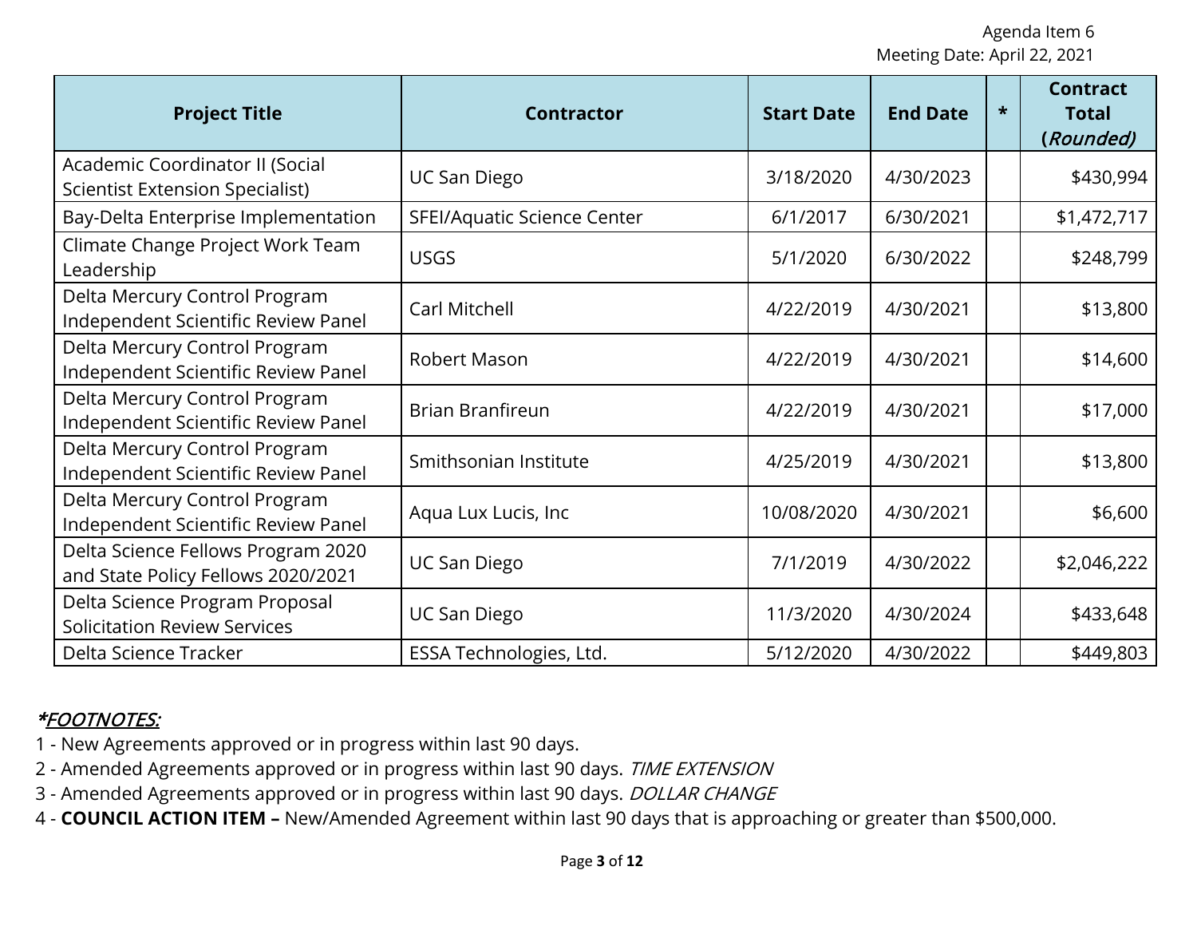| Project Title | Contractor | Start Date | End Date | * | Contract Total (*Rounded)* |
|---|---|---|---|---|---|
| Academic Coordinator II (Social Scientist Extension Specialist) | UC San Diego | 3/18/2020 | 4/30/2023 | | $430,994 |
| Bay-Delta Enterprise Implementation | SFEI/Aquatic Science Center | 6/1/2017 | 6/30/2021 | | $1,472,717 |
| Climate Change Project Work Team Leadership | USGS | 5/1/2020 | 6/30/2022 | | $248,799 |
| Delta Mercury Control Program Independent Scientific Review Panel | Carl Mitchell | 4/22/2019 | 4/30/2021 | | $13,800 |
| Delta Mercury Control Program Independent Scientific Review Panel | Robert Mason | 4/22/2019 | 4/30/2021 | | $14,600 |
| Delta Mercury Control Program Independent Scientific Review Panel | Brian Branfireun | 4/22/2019 | 4/30/2021 | | $17,000 |
| Delta Mercury Control Program Independent Scientific Review Panel | Smithsonian Institute | 4/25/2019 | 4/30/2021 | | $13,800 |
| Delta Mercury Control Program Independent Scientific Review Panel | Aqua Lux Lucis, Inc | 10/08/2020 | 4/30/2021 | | $6,600 |
| Delta Science Fellows Program 2020 and State Policy Fellows 2020/2021 | UC San Diego | 7/1/2019 | 4/30/2022 | | $2,046,222 |
| Delta Science Program Proposal Solicitation Review Services | UC San Diego | 11/3/2020 | 4/30/2024 | | $433,648 |
| Delta Science Tracker | ESSA Technologies, Ltd. | 5/12/2020 | 4/30/2022 | | $449,803 |

***FOOTNOTES:***

1 - New Agreements approved or in progress within last 90 days.
2 - Amended Agreements approved or in progress within last 90 days. *TIME EXTENSION*
3 - Amended Agreements approved or in progress within last 90 days. *DOLLAR CHANGE*
4 - **COUNCIL ACTION ITEM –** New/Amended Agreement within last 90 days that is approaching or greater than $500,000.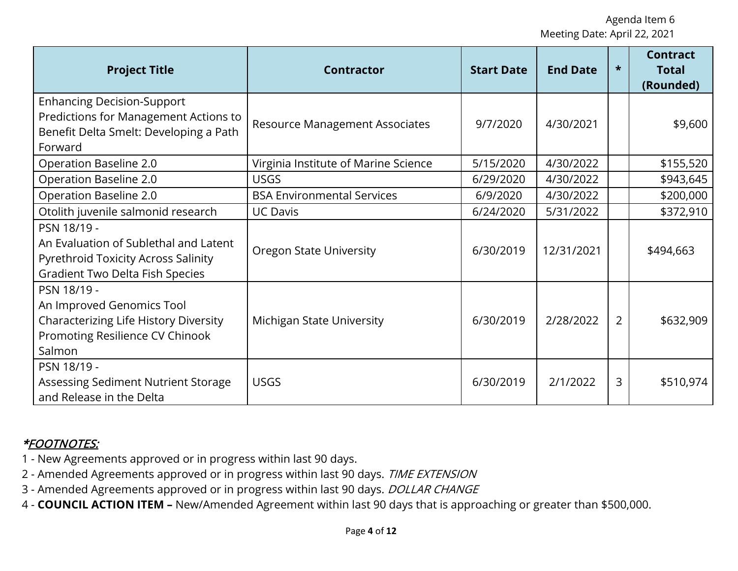| Project Title | Contractor | Start Date | End Date | * | Contract Total (Rounded) |
|---|---|---|---|---|---|
| Enhancing Decision-Support Predictions for Management Actions to Benefit Delta Smelt: Developing a Path Forward | Resource Management Associates | 9/7/2020 | 4/30/2021 | | $9,600 |
| Operation Baseline 2.0 | Virginia Institute of Marine Science | 5/15/2020 | 4/30/2022 | | $155,520 |
| Operation Baseline 2.0 | USGS | 6/29/2020 | 4/30/2022 | | $943,645 |
| Operation Baseline 2.0 | BSA Environmental Services | 6/9/2020 | 4/30/2022 | | $200,000 |
| Otolith juvenile salmonid research | UC Davis | 6/24/2020 | 5/31/2022 | | $372,910 |
| PSN 18/19 - An Evaluation of Sublethal and Latent Pyrethroid Toxicity Across Salinity Gradient Two Delta Fish Species | Oregon State University | 6/30/2019 | 12/31/2021 | | $494,663 |
| PSN 18/19 - An Improved Genomics Tool Characterizing Life History Diversity Promoting Resilience CV Chinook Salmon | Michigan State University | 6/30/2019 | 2/28/2022 | 2 | $632,909 |
| PSN 18/19 - Assessing Sediment Nutrient Storage and Release in the Delta | USGS | 6/30/2019 | 2/1/2022 | 3 | $510,974 |

***FOOTNOTES:***

1 - New Agreements approved or in progress within last 90 days.
2 - Amended Agreements approved or in progress within last 90 days. *TIME EXTENSION*
3 - Amended Agreements approved or in progress within last 90 days. *DOLLAR CHANGE*
4 - **COUNCIL ACTION ITEM –** New/Amended Agreement within last 90 days that is approaching or greater than $500,000.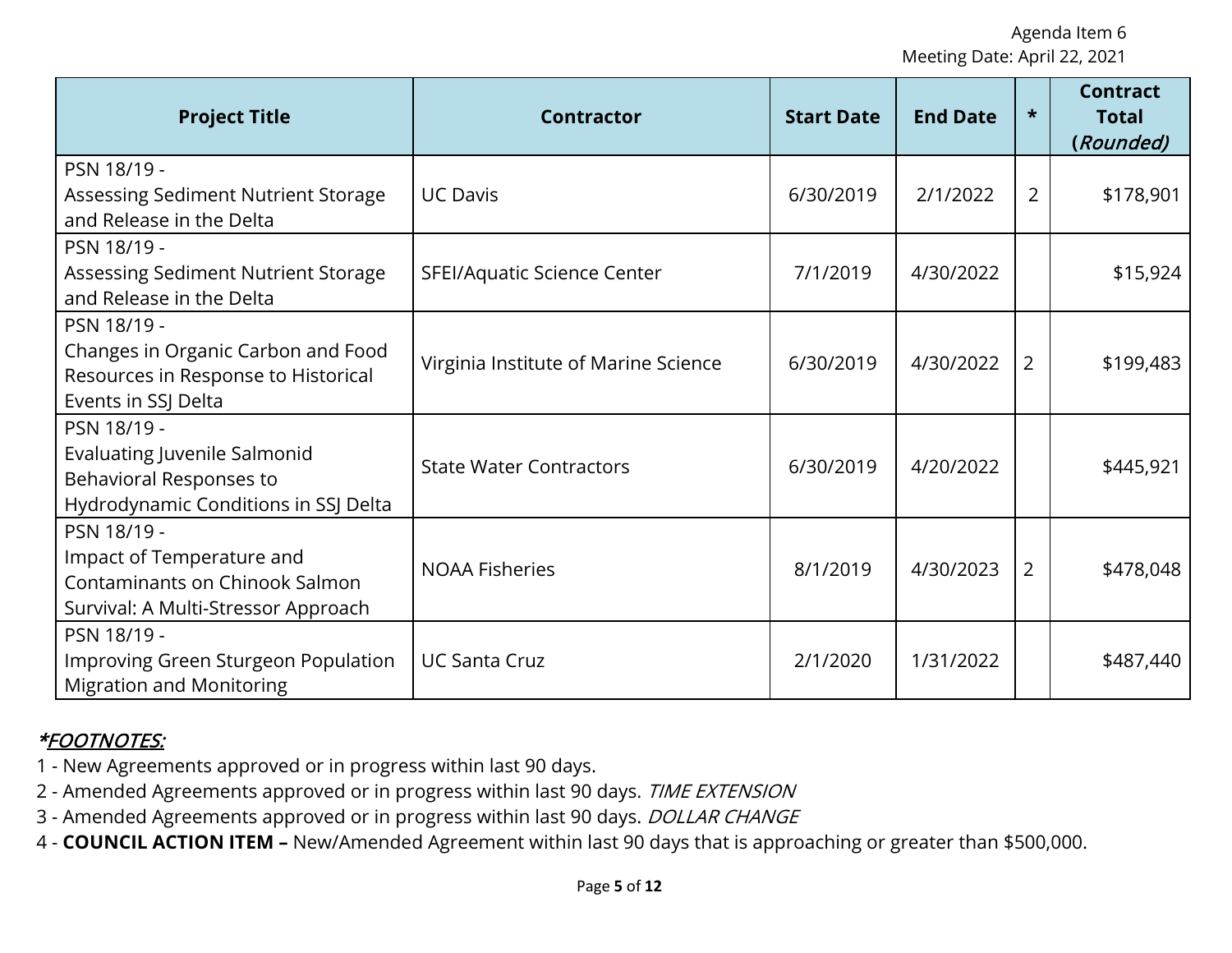| Project Title | Contractor | Start Date | End Date | * | Contract Total (*Rounded)* |
|---|---|---|---|---|---|
| PSN 18/19 - Assessing Sediment Nutrient Storage and Release in the Delta | UC Davis | 6/30/2019 | 2/1/2022 | 2 | $178,901 |
| PSN 18/19 - Assessing Sediment Nutrient Storage and Release in the Delta | SFEI/Aquatic Science Center | 7/1/2019 | 4/30/2022 | | $15,924 |
| PSN 18/19 - Changes in Organic Carbon and Food Resources in Response to Historical Events in SSJ Delta | Virginia Institute of Marine Science | 6/30/2019 | 4/30/2022 | 2 | $199,483 |
| PSN 18/19 - Evaluating Juvenile Salmonid Behavioral Responses to Hydrodynamic Conditions in SSJ Delta | State Water Contractors | 6/30/2019 | 4/20/2022 | | $445,921 |
| PSN 18/19 - Impact of Temperature and Contaminants on Chinook Salmon Survival: A Multi-Stressor Approach | NOAA Fisheries | 8/1/2019 | 4/30/2023 | 2 | $478,048 |
| PSN 18/19 - Improving Green Sturgeon Population Migration and Monitoring | UC Santa Cruz | 2/1/2020 | 1/31/2022 | | $487,440 |

***FOOTNOTES:***

1 - New Agreements approved or in progress within last 90 days.

2 - Amended Agreements approved or in progress within last 90 days. *TIME EXTENSION*

3 - Amended Agreements approved or in progress within last 90 days. *DOLLAR CHANGE*

4 - **COUNCIL ACTION ITEM –** New/Amended Agreement within last 90 days that is approaching or greater than $500,000.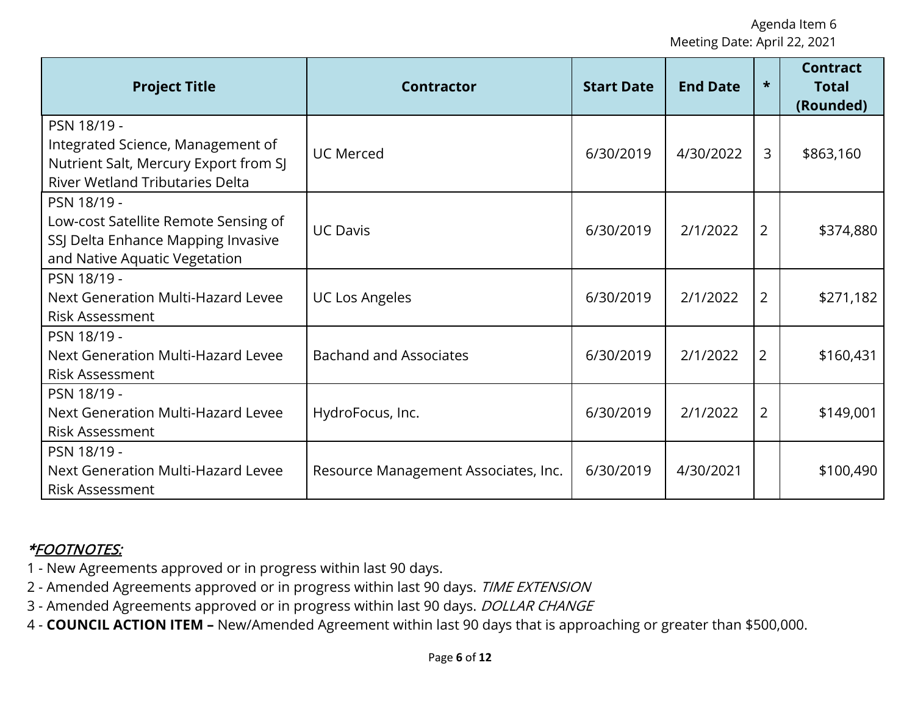Agenda Item 6
Meeting Date: April 22, 2021

| Project Title | Contractor | Start Date | End Date | * | Contract Total (Rounded) |
|---|---|---|---|---|---|
| PSN 18/19 - Integrated Science, Management of Nutrient Salt, Mercury Export from SJ River Wetland Tributaries Delta | UC Merced | 6/30/2019 | 4/30/2022 | 3 | $863,160 |
| PSN 18/19 - Low-cost Satellite Remote Sensing of SSJ Delta Enhance Mapping Invasive and Native Aquatic Vegetation | UC Davis | 6/30/2019 | 2/1/2022 | 2 | $374,880 |
| PSN 18/19 - Next Generation Multi-Hazard Levee Risk Assessment | UC Los Angeles | 6/30/2019 | 2/1/2022 | 2 | $271,182 |
| PSN 18/19 - Next Generation Multi-Hazard Levee Risk Assessment | Bachand and Associates | 6/30/2019 | 2/1/2022 | 2 | $160,431 |
| PSN 18/19 - Next Generation Multi-Hazard Levee Risk Assessment | HydroFocus, Inc. | 6/30/2019 | 2/1/2022 | 2 | $149,001 |
| PSN 18/19 - Next Generation Multi-Hazard Levee Risk Assessment | Resource Management Associates, Inc. | 6/30/2019 | 4/30/2021 | | $100,490 |

***FOOTNOTES:***

1 - New Agreements approved or in progress within last 90 days.
2 - Amended Agreements approved or in progress within last 90 days. *TIME EXTENSION*
3 - Amended Agreements approved or in progress within last 90 days. *DOLLAR CHANGE*
4 - **COUNCIL ACTION ITEM –** New/Amended Agreement within last 90 days that is approaching or greater than $500,000.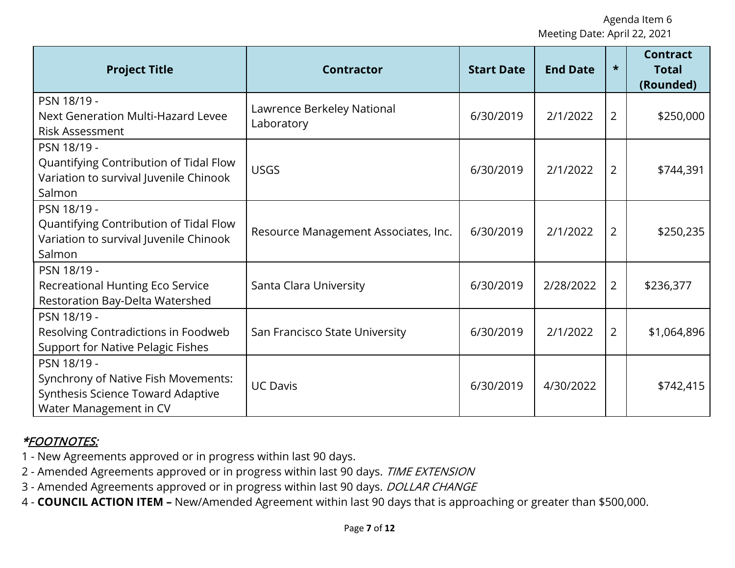Agenda Item 6
Meeting Date: April 22, 2021

| Project Title | Contractor | Start Date | End Date | * | Contract Total (Rounded) |
|---|---|---|---|---|---|
| PSN 18/19 - Next Generation Multi-Hazard Levee Risk Assessment | Lawrence Berkeley National Laboratory | 6/30/2019 | 2/1/2022 | 2 | $250,000 |
| PSN 18/19 - Quantifying Contribution of Tidal Flow Variation to survival Juvenile Chinook Salmon | USGS | 6/30/2019 | 2/1/2022 | 2 | $744,391 |
| PSN 18/19 - Quantifying Contribution of Tidal Flow Variation to survival Juvenile Chinook Salmon | Resource Management Associates, Inc. | 6/30/2019 | 2/1/2022 | 2 | $250,235 |
| PSN 18/19 - Recreational Hunting Eco Service Restoration Bay-Delta Watershed | Santa Clara University | 6/30/2019 | 2/28/2022 | 2 | $236,377 |
| PSN 18/19 - Resolving Contradictions in Foodweb Support for Native Pelagic Fishes | San Francisco State University | 6/30/2019 | 2/1/2022 | 2 | $1,064,896 |
| PSN 18/19 - Synchrony of Native Fish Movements: Synthesis Science Toward Adaptive Water Management in CV | UC Davis | 6/30/2019 | 4/30/2022 | | $742,415 |

***FOOTNOTES:***

1 - New Agreements approved or in progress within last 90 days.
2 - Amended Agreements approved or in progress within last 90 days. *TIME EXTENSION*
3 - Amended Agreements approved or in progress within last 90 days. *DOLLAR CHANGE*
4 - **COUNCIL ACTION ITEM –** New/Amended Agreement within last 90 days that is approaching or greater than $500,000.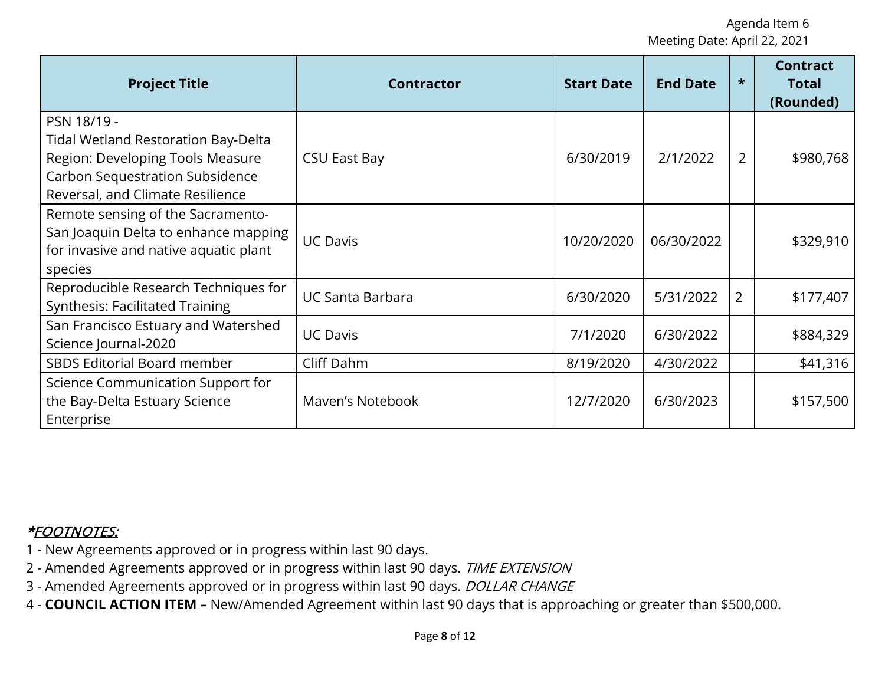Agenda Item 6
Meeting Date: April 22, 2021

| Project Title | Contractor | Start Date | End Date | * | Contract Total (Rounded) |
|---|---|---|---|---|---|
| PSN 18/19 - Tidal Wetland Restoration Bay-Delta Region: Developing Tools Measure Carbon Sequestration Subsidence Reversal, and Climate Resilience | CSU East Bay | 6/30/2019 | 2/1/2022 | 2 | $980,768 |
| Remote sensing of the Sacramento-San Joaquin Delta to enhance mapping for invasive and native aquatic plant species | UC Davis | 10/20/2020 | 06/30/2022 | | $329,910 |
| Reproducible Research Techniques for Synthesis: Facilitated Training | UC Santa Barbara | 6/30/2020 | 5/31/2022 | 2 | $177,407 |
| San Francisco Estuary and Watershed Science Journal-2020 | UC Davis | 7/1/2020 | 6/30/2022 | | $884,329 |
| SBDS Editorial Board member | Cliff Dahm | 8/19/2020 | 4/30/2022 | | $41,316 |
| Science Communication Support for the Bay-Delta Estuary Science Enterprise | Maven's Notebook | 12/7/2020 | 6/30/2023 | | $157,500 |

***FOOTNOTES:***

1 - New Agreements approved or in progress within last 90 days.
2 - Amended Agreements approved or in progress within last 90 days. *TIME EXTENSION*
3 - Amended Agreements approved or in progress within last 90 days. *DOLLAR CHANGE*
4 - **COUNCIL ACTION ITEM –** New/Amended Agreement within last 90 days that is approaching or greater than $500,000.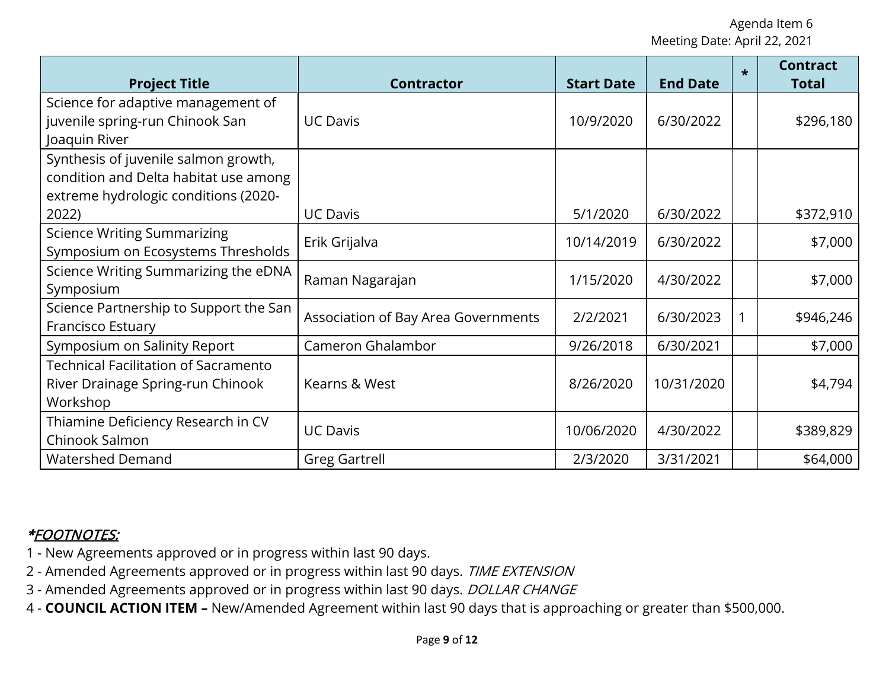Agenda Item 6
Meeting Date: April 22, 2021

| Project Title | Contractor | Start Date | End Date | * | Contract Total |
|---|---|---|---|---|---|
| Science for adaptive management of juvenile spring-run Chinook San Joaquin River | UC Davis | 10/9/2020 | 6/30/2022 | | $296,180 |
| Synthesis of juvenile salmon growth, condition and Delta habitat use among extreme hydrologic conditions (2020-2022) | UC Davis | 5/1/2020 | 6/30/2022 | | $372,910 |
| Science Writing Summarizing Symposium on Ecosystems Thresholds | Erik Grijalva | 10/14/2019 | 6/30/2022 | | $7,000 |
| Science Writing Summarizing the eDNA Symposium | Raman Nagarajan | 1/15/2020 | 4/30/2022 | | $7,000 |
| Science Partnership to Support the San Francisco Estuary | Association of Bay Area Governments | 2/2/2021 | 6/30/2023 | 1 | $946,246 |
| Symposium on Salinity Report | Cameron Ghalambor | 9/26/2018 | 6/30/2021 | | $7,000 |
| Technical Facilitation of Sacramento River Drainage Spring-run Chinook Workshop | Kearns & West | 8/26/2020 | 10/31/2020 | | $4,794 |
| Thiamine Deficiency Research in CV Chinook Salmon | UC Davis | 10/06/2020 | 4/30/2022 | | $389,829 |
| Watershed Demand | Greg Gartrell | 2/3/2020 | 3/31/2021 | | $64,000 |

***FOOTNOTES:***

1 - New Agreements approved or in progress within last 90 days.
2 - Amended Agreements approved or in progress within last 90 days. *TIME EXTENSION*
3 - Amended Agreements approved or in progress within last 90 days. *DOLLAR CHANGE*
4 - **COUNCIL ACTION ITEM –** New/Amended Agreement within last 90 days that is approaching or greater than $500,000.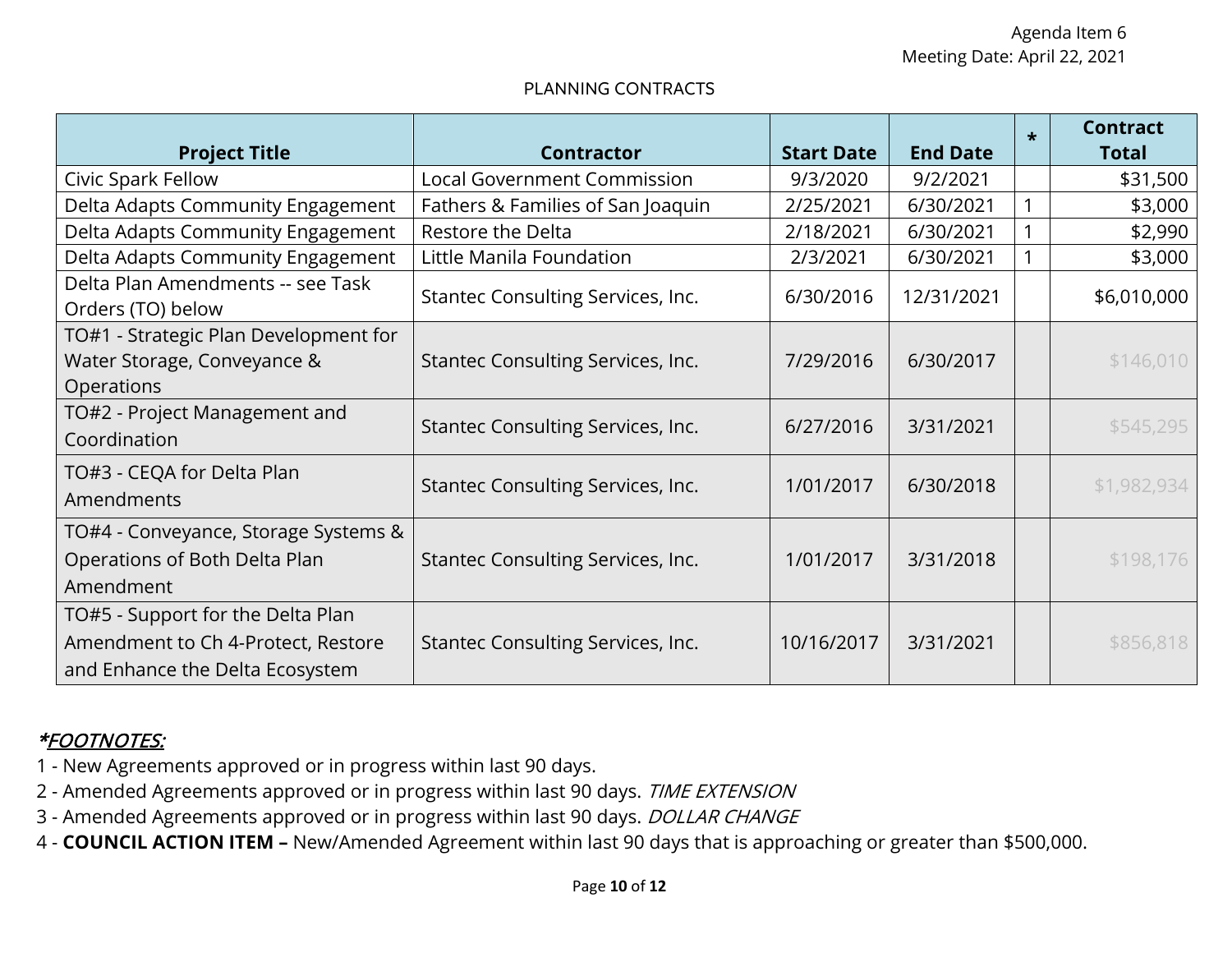Agenda Item 6
Meeting Date: April 22, 2021

PLANNING CONTRACTS

| Project Title | Contractor | Start Date | End Date | * | Contract Total |
|---|---|---|---|---|---|
| Civic Spark Fellow | Local Government Commission | 9/3/2020 | 9/2/2021 | | $31,500 |
| Delta Adapts Community Engagement | Fathers & Families of San Joaquin | 2/25/2021 | 6/30/2021 | 1 | $3,000 |
| Delta Adapts Community Engagement | Restore the Delta | 2/18/2021 | 6/30/2021 | 1 | $2,990 |
| Delta Adapts Community Engagement | Little Manila Foundation | 2/3/2021 | 6/30/2021 | 1 | $3,000 |
| Delta Plan Amendments -- see Task Orders (TO) below | Stantec Consulting Services, Inc. | 6/30/2016 | 12/31/2021 | | $6,010,000 |
| TO#1 - Strategic Plan Development for Water Storage, Conveyance & Operations | Stantec Consulting Services, Inc. | 7/29/2016 | 6/30/2017 | | $146,010 |
| TO#2 - Project Management and Coordination | Stantec Consulting Services, Inc. | 6/27/2016 | 3/31/2021 | | $545,295 |
| TO#3 - CEQA for Delta Plan Amendments | Stantec Consulting Services, Inc. | 1/01/2017 | 6/30/2018 | | $1,982,934 |
| TO#4 - Conveyance, Storage Systems & Operations of Both Delta Plan Amendment | Stantec Consulting Services, Inc. | 1/01/2017 | 3/31/2018 | | $198,176 |
| TO#5 - Support for the Delta Plan Amendment to Ch 4-Protect, Restore and Enhance the Delta Ecosystem | Stantec Consulting Services, Inc. | 10/16/2017 | 3/31/2021 | | $856,818 |

***FOOTNOTES:***

1 - New Agreements approved or in progress within last 90 days.
2 - Amended Agreements approved or in progress within last 90 days. *TIME EXTENSION*
3 - Amended Agreements approved or in progress within last 90 days. *DOLLAR CHANGE*
4 - **COUNCIL ACTION ITEM –** New/Amended Agreement within last 90 days that is approaching or greater than $500,000.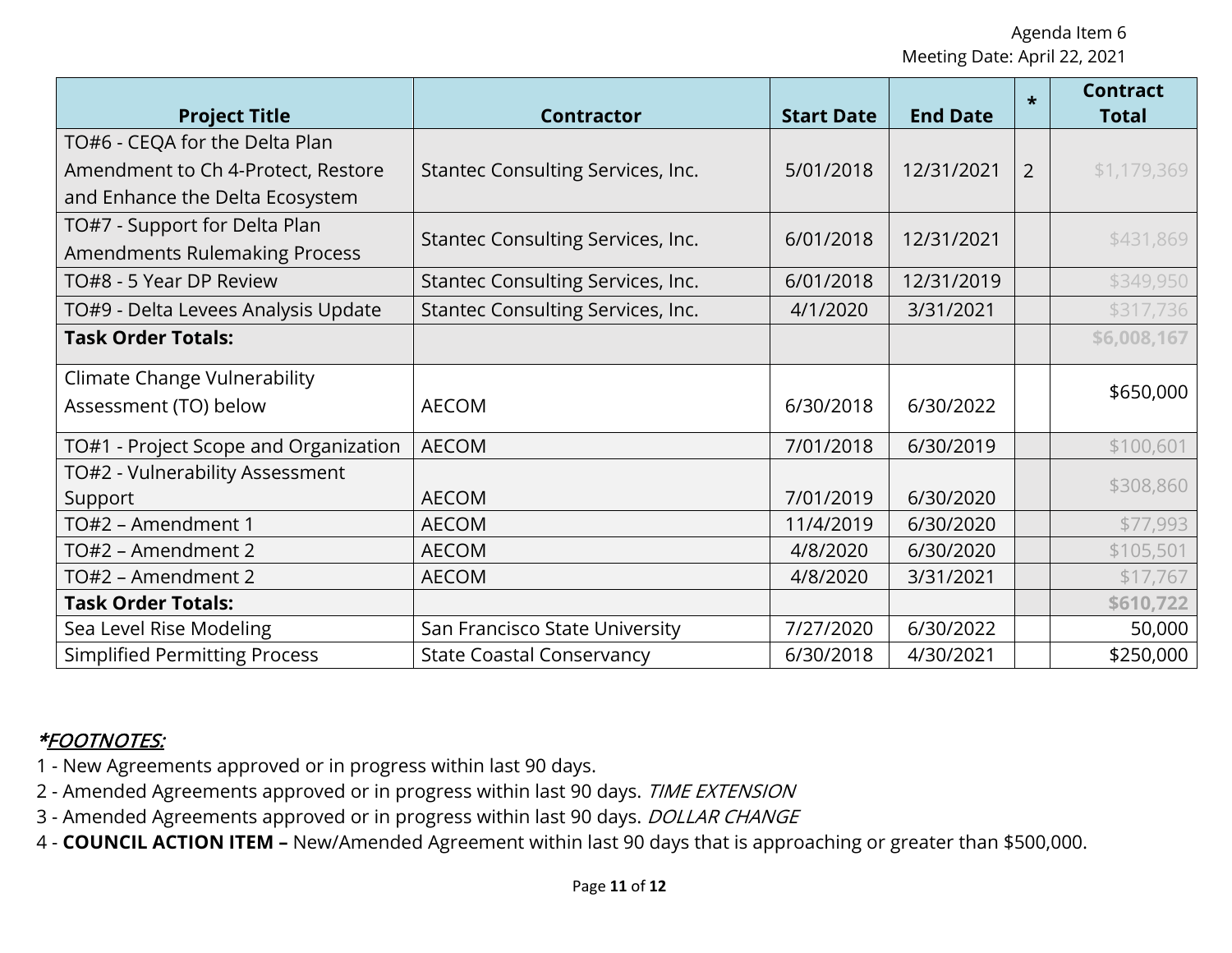| Project Title | Contractor | Start Date | End Date | * | Contract Total |
|---|---|---|---|---|---|
| TO#6 - CEQA for the Delta Plan Amendment to Ch 4-Protect, Restore and Enhance the Delta Ecosystem | Stantec Consulting Services, Inc. | 5/01/2018 | 12/31/2021 | 2 | $1,179,369 |
| TO#7 - Support for Delta Plan Amendments Rulemaking Process | Stantec Consulting Services, Inc. | 6/01/2018 | 12/31/2021 | | $431,869 |
| TO#8 - 5 Year DP Review | Stantec Consulting Services, Inc. | 6/01/2018 | 12/31/2019 | | $349,950 |
| TO#9 - Delta Levees Analysis Update | Stantec Consulting Services, Inc. | 4/1/2020 | 3/31/2021 | | $317,736 |
| **Task Order Totals:** | | | | | **$6,008,167** |
| Climate Change Vulnerability Assessment (TO) below | AECOM | 6/30/2018 | 6/30/2022 | | $650,000 |
| TO#1 - Project Scope and Organization | AECOM | 7/01/2018 | 6/30/2019 | | $100,601 |
| TO#2 - Vulnerability Assessment Support | AECOM | 7/01/2019 | 6/30/2020 | | $308,860 |
| TO#2 – Amendment 1 | AECOM | 11/4/2019 | 6/30/2020 | | $77,993 |
| TO#2 – Amendment 2 | AECOM | 4/8/2020 | 6/30/2020 | | $105,501 |
| TO#2 – Amendment 2 | AECOM | 4/8/2020 | 3/31/2021 | | $17,767 |
| **Task Order Totals:** | | | | | **$610,722** |
| Sea Level Rise Modeling | San Francisco State University | 7/27/2020 | 6/30/2022 | | 50,000 |
| Simplified Permitting Process | State Coastal Conservancy | 6/30/2018 | 4/30/2021 | | $250,000 |

***FOOTNOTES:***

1 - New Agreements approved or in progress within last 90 days.
2 - Amended Agreements approved or in progress within last 90 days. *TIME EXTENSION*
3 - Amended Agreements approved or in progress within last 90 days. *DOLLAR CHANGE*
4 - **COUNCIL ACTION ITEM –** New/Amended Agreement within last 90 days that is approaching or greater than $500,000.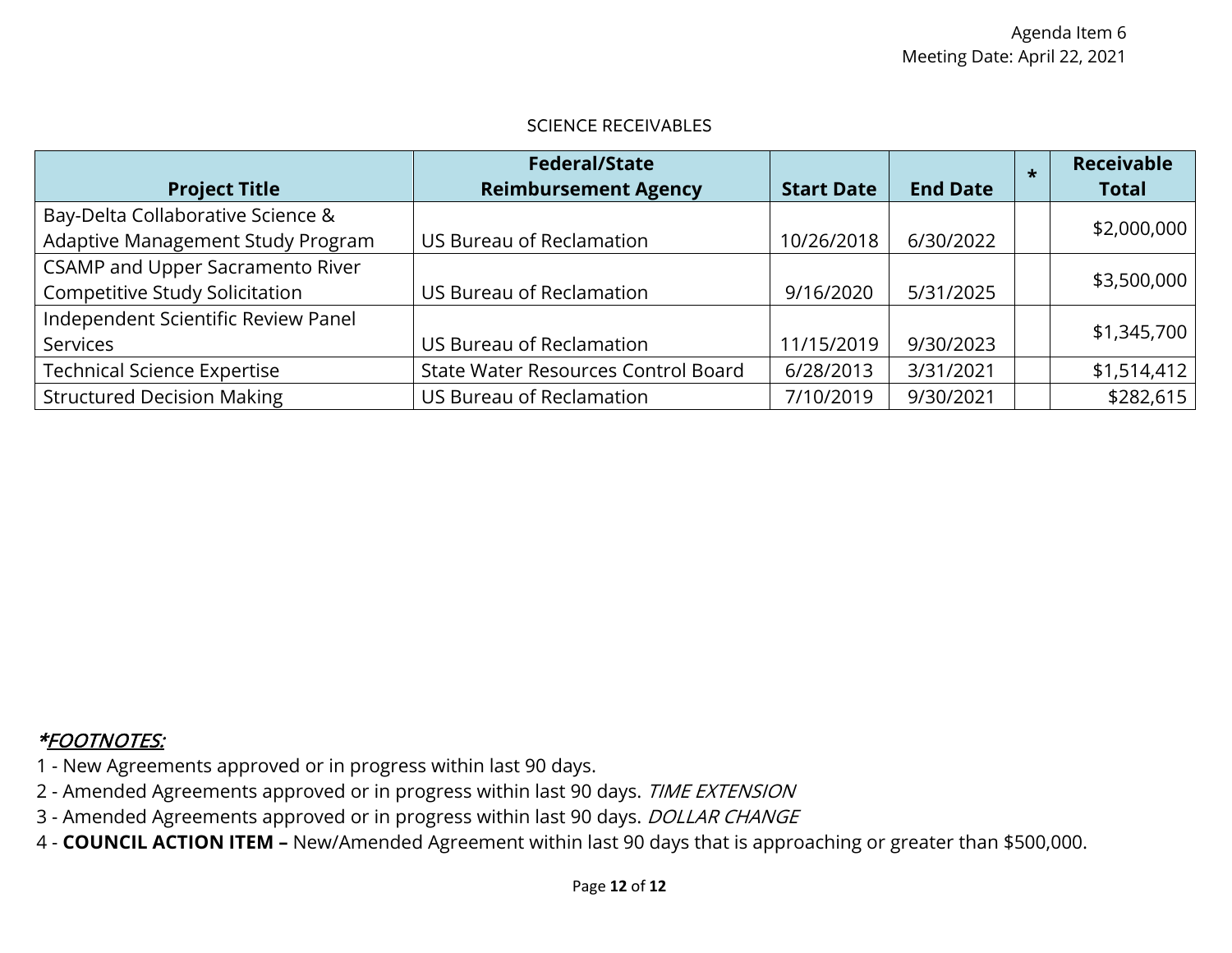Agenda Item 6
Meeting Date: April 22, 2021

SCIENCE RECEIVABLES

| Project Title | Federal/State Reimbursement Agency | Start Date | End Date | * | Receivable Total |
|---|---|---|---|---|---|
| Bay-Delta Collaborative Science & Adaptive Management Study Program | US Bureau of Reclamation | 10/26/2018 | 6/30/2022 | | $2,000,000 |
| CSAMP and Upper Sacramento River Competitive Study Solicitation | US Bureau of Reclamation | 9/16/2020 | 5/31/2025 | | $3,500,000 |
| Independent Scientific Review Panel Services | US Bureau of Reclamation | 11/15/2019 | 9/30/2023 | | $1,345,700 |
| Technical Science Expertise | State Water Resources Control Board | 6/28/2013 | 3/31/2021 | | $1,514,412 |
| Structured Decision Making | US Bureau of Reclamation | 7/10/2019 | 9/30/2021 | | $282,615 |

***FOOTNOTES:***

1 - New Agreements approved or in progress within last 90 days.
2 - Amended Agreements approved or in progress within last 90 days. *TIME EXTENSION*
3 - Amended Agreements approved or in progress within last 90 days. *DOLLAR CHANGE*
4 - **COUNCIL ACTION ITEM –** New/Amended Agreement within last 90 days that is approaching or greater than $500,000.